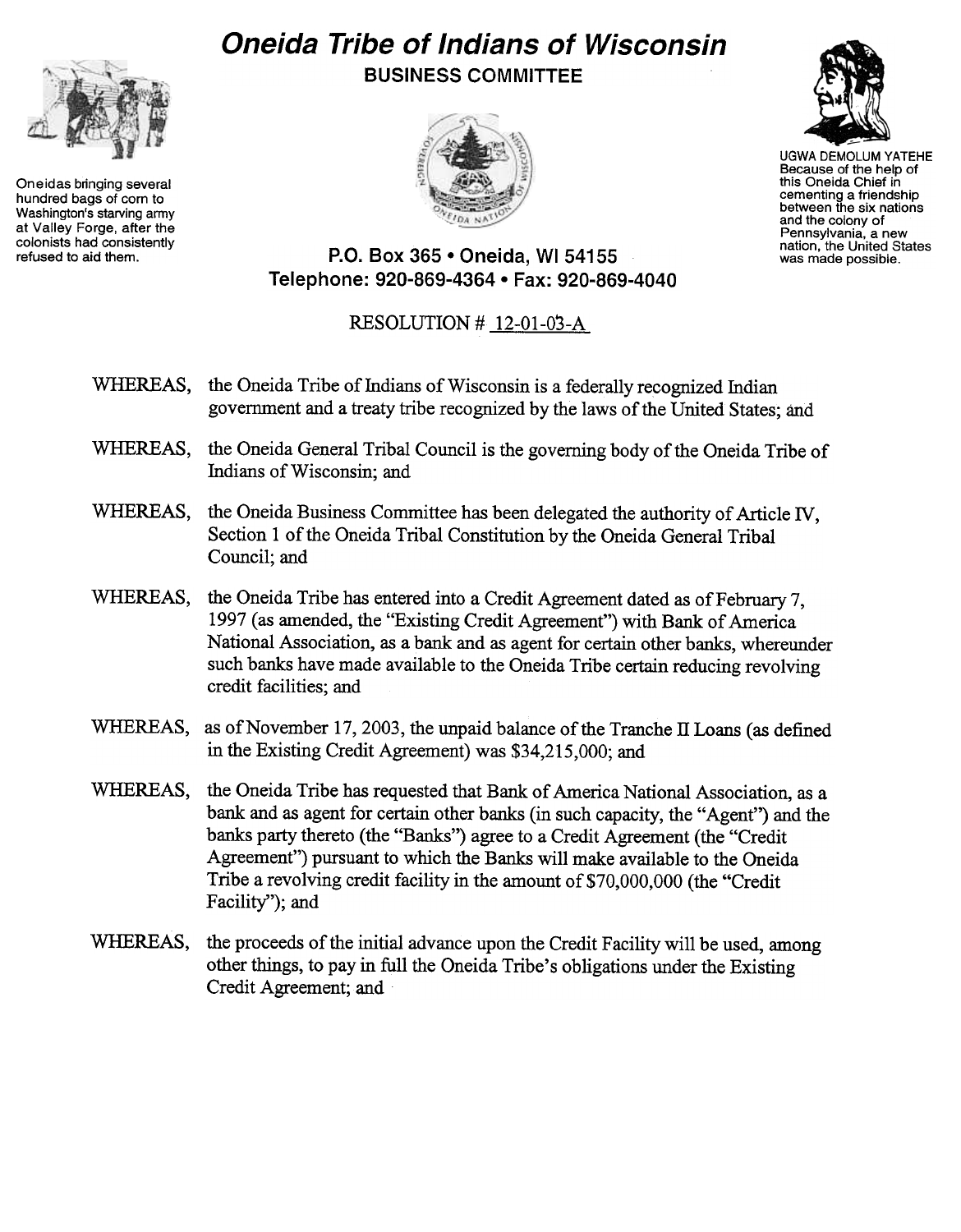# Oneida Tribe of Indians of Wisconsin

## BUSINESS COMMITTEE

Oneidas bringing several hundred bags of corn to Washington's starving army at Valley Forge, after the colonists had consistently refused to aid them.

UGWA DEMOLUM YATEHE
Because of the help of this Oneida Chief in cementing a friendship between the six nations and the colony of Pennsylvania, a new nation, the United States was made possible.

**P.O. Box 365 • Oneida, WI 54155**
**Telephone: 920-869-4364 • Fax: 920-869-4040**

RESOLUTION # 12-01-03-A

WHEREAS, the Oneida Tribe of Indians of Wisconsin is a federally recognized Indian government and a treaty tribe recognized by the laws of the United States; and

WHEREAS, the Oneida General Tribal Council is the governing body of the Oneida Tribe of Indians of Wisconsin; and

WHEREAS, the Oneida Business Committee has been delegated the authority of Article IV, Section 1 of the Oneida Tribal Constitution by the Oneida General Tribal Council; and

WHEREAS, the Oneida Tribe has entered into a Credit Agreement dated as of February 7, 1997 (as amended, the "Existing Credit Agreement") with Bank of America National Association, as a bank and as agent for certain other banks, whereunder such banks have made available to the Oneida Tribe certain reducing revolving credit facilities; and

WHEREAS, as of November 17, 2003, the unpaid balance of the Tranche II Loans (as defined in the Existing Credit Agreement) was $34,215,000; and

WHEREAS, the Oneida Tribe has requested that Bank of America National Association, as a bank and as agent for certain other banks (in such capacity, the "Agent") and the banks party thereto (the "Banks") agree to a Credit Agreement (the "Credit Agreement") pursuant to which the Banks will make available to the Oneida Tribe a revolving credit facility in the amount of $70,000,000 (the "Credit Facility"); and

WHEREAS, the proceeds of the initial advance upon the Credit Facility will be used, among other things, to pay in full the Oneida Tribe's obligations under the Existing Credit Agreement; and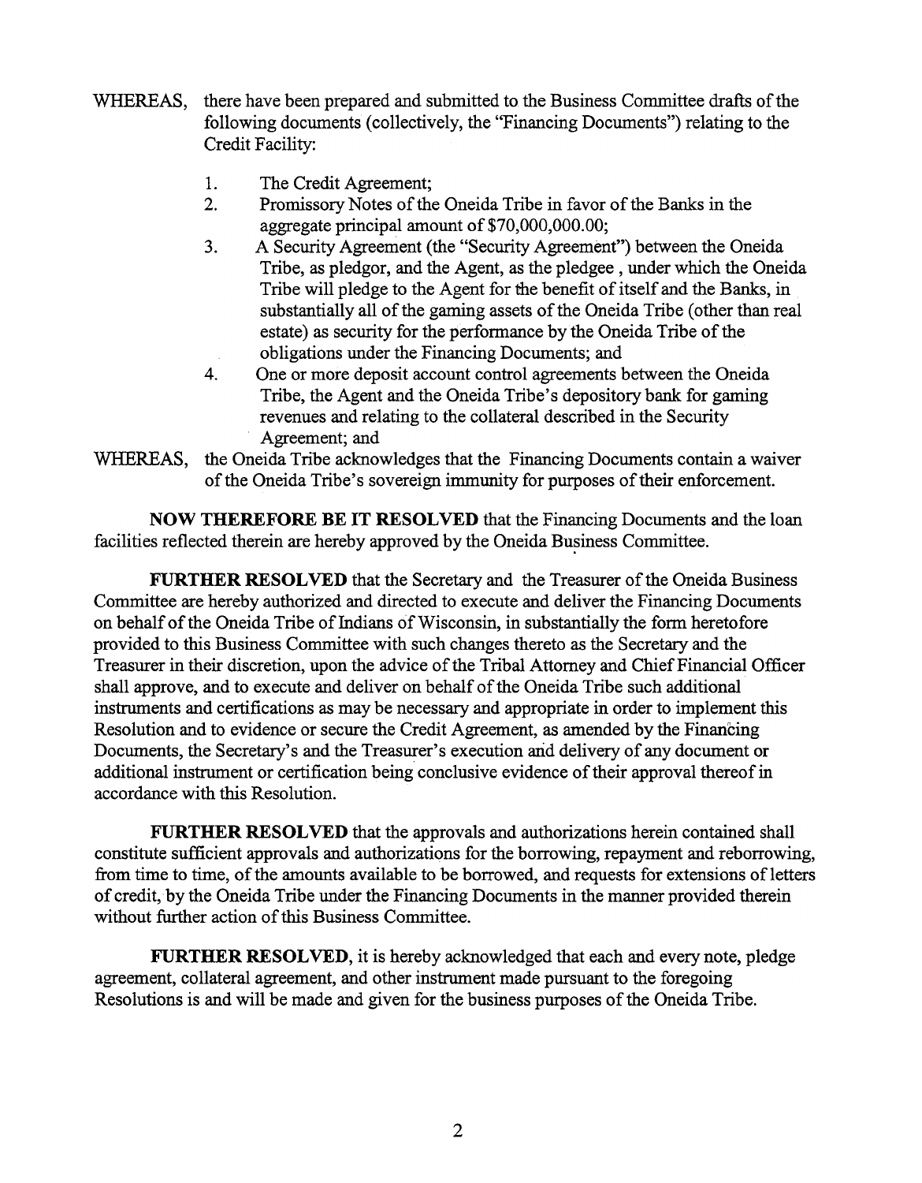WHEREAS, there have been prepared and submitted to the Business Committee drafts of the following documents (collectively, the "Financing Documents") relating to the Credit Facility:

1. The Credit Agreement;
2. Promissory Notes of the Oneida Tribe in favor of the Banks in the aggregate principal amount of $70,000,000.00;
3. A Security Agreement (the "Security Agreement") between the Oneida Tribe, as pledgor, and the Agent, as the pledgee , under which the Oneida Tribe will pledge to the Agent for the benefit of itself and the Banks, in substantially all of the gaming assets of the Oneida Tribe (other than real estate) as security for the performance by the Oneida Tribe of the obligations under the Financing Documents; and
4. One or more deposit account control agreements between the Oneida Tribe, the Agent and the Oneida Tribe's depository bank for gaming revenues and relating to the collateral described in the Security Agreement; and

WHEREAS, the Oneida Tribe acknowledges that the Financing Documents contain a waiver of the Oneida Tribe's sovereign immunity for purposes of their enforcement.

**NOW THEREFORE BE IT RESOLVED** that the Financing Documents and the loan facilities reflected therein are hereby approved by the Oneida Business Committee.

**FURTHER RESOLVED** that the Secretary and the Treasurer of the Oneida Business Committee are hereby authorized and directed to execute and deliver the Financing Documents on behalf of the Oneida Tribe of Indians of Wisconsin, in substantially the form heretofore provided to this Business Committee with such changes thereto as the Secretary and the Treasurer in their discretion, upon the advice of the Tribal Attorney and Chief Financial Officer shall approve, and to execute and deliver on behalf of the Oneida Tribe such additional instruments and certifications as may be necessary and appropriate in order to implement this Resolution and to evidence or secure the Credit Agreement, as amended by the Financing Documents, the Secretary's and the Treasurer's execution and delivery of any document or additional instrument or certification being conclusive evidence of their approval thereof in accordance with this Resolution.

**FURTHER RESOLVED** that the approvals and authorizations herein contained shall constitute sufficient approvals and authorizations for the borrowing, repayment and reborrowing, from time to time, of the amounts available to be borrowed, and requests for extensions of letters of credit, by the Oneida Tribe under the Financing Documents in the manner provided therein without further action of this Business Committee.

**FURTHER RESOLVED**, it is hereby acknowledged that each and every note, pledge agreement, collateral agreement, and other instrument made pursuant to the foregoing Resolutions is and will be made and given for the business purposes of the Oneida Tribe.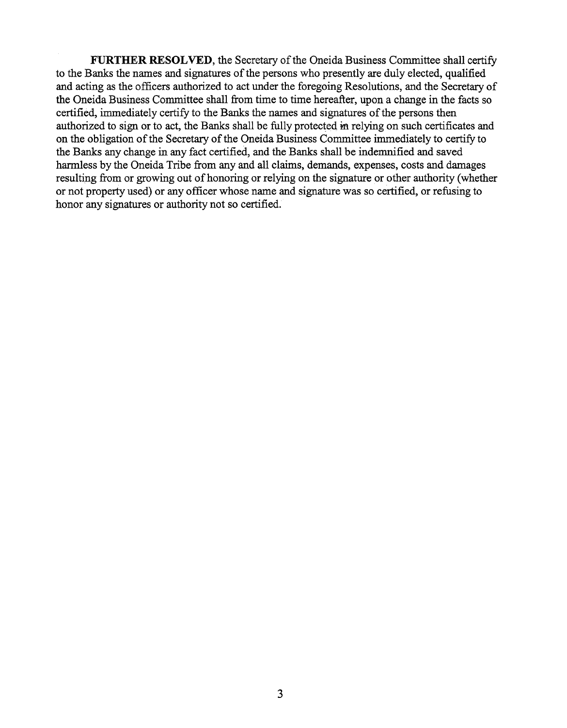**FURTHER RESOLVED**, the Secretary of the Oneida Business Committee shall certify to the Banks the names and signatures of the persons who presently are duly elected, qualified and acting as the officers authorized to act under the foregoing Resolutions, and the Secretary of the Oneida Business Committee shall from time to time hereafter, upon a change in the facts so certified, immediately certify to the Banks the names and signatures of the persons then authorized to sign or to act, the Banks shall be fully protected in relying on such certificates and on the obligation of the Secretary of the Oneida Business Committee immediately to certify to the Banks any change in any fact certified, and the Banks shall be indemnified and saved harmless by the Oneida Tribe from any and all claims, demands, expenses, costs and damages resulting from or growing out of honoring or relying on the signature or other authority (whether or not property used) or any officer whose name and signature was so certified, or refusing to honor any signatures or authority not so certified.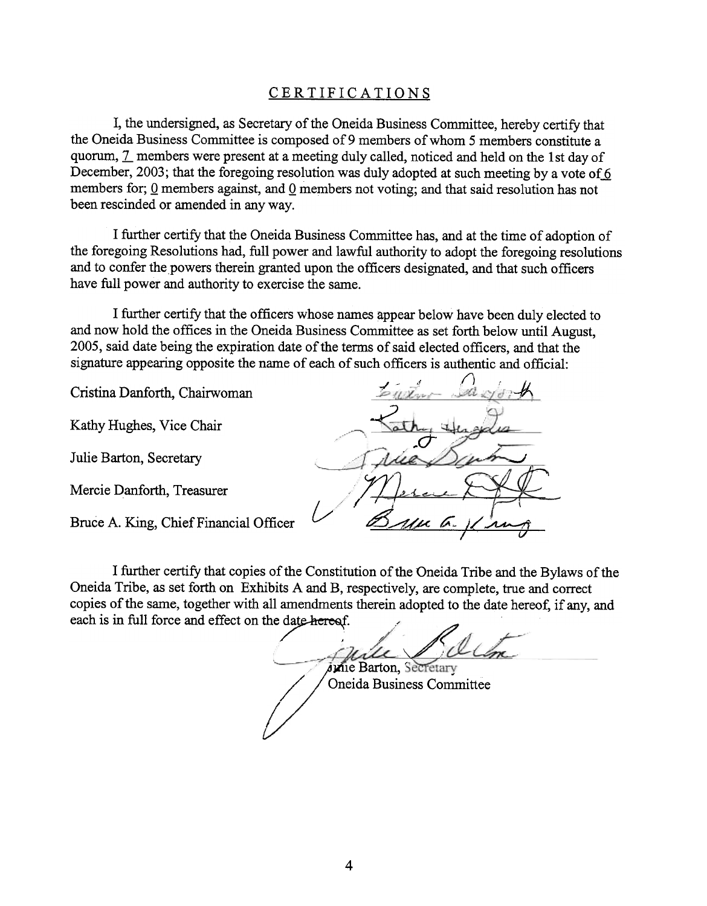## CERTIFICATIONS

I, the undersigned, as Secretary of the Oneida Business Committee, hereby certify that the Oneida Business Committee is composed of 9 members of whom 5 members constitute a quorum, 7 members were present at a meeting duly called, noticed and held on the 1st day of December, 2003; that the foregoing resolution was duly adopted at such meeting by a vote of 6 members for; 0 members against, and 0 members not voting; and that said resolution has not been rescinded or amended in any way.

I further certify that the Oneida Business Committee has, and at the time of adoption of the foregoing Resolutions had, full power and lawful authority to adopt the foregoing resolutions and to confer the powers therein granted upon the officers designated, and that such officers have full power and authority to exercise the same.

I further certify that the officers whose names appear below have been duly elected to and now hold the offices in the Oneida Business Committee as set forth below until August, 2005, said date being the expiration date of the terms of said elected officers, and that the signature appearing opposite the name of each of such officers is authentic and official:

Cristina Danforth, Chairwoman

Kathy Hughes, Vice Chair

Julie Barton, Secretary

Mercie Danforth, Treasurer

Bruce A. King, Chief Financial Officer

I further certify that copies of the Constitution of the Oneida Tribe and the Bylaws of the Oneida Tribe, as set forth on Exhibits A and B, respectively, are complete, true and correct copies of the same, together with all amendments therein adopted to the date hereof, if any, and each is in full force and effect on the date hereof.

Julie Barton, Secretary
Oneida Business Committee